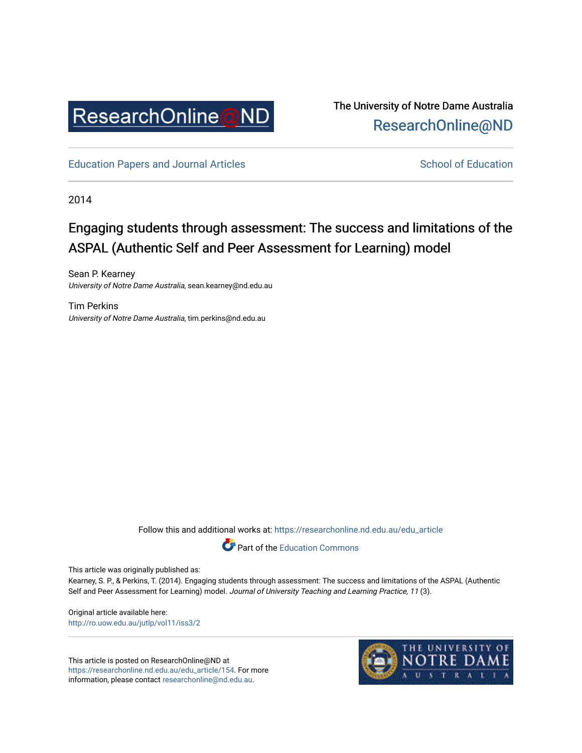The University of Notre Dame Australia
ResearchOnline@ND

Education Papers and Journal Articles

School of Education

2014

# Engaging students through assessment: The success and limitations of the ASPAL (Authentic Self and Peer Assessment for Learning) model

Sean P. Kearney
*University of Notre Dame Australia*, sean.kearney@nd.edu.au

Tim Perkins
*University of Notre Dame Australia*, tim.perkins@nd.edu.au

Follow this and additional works at: https://researchonline.nd.edu.au/edu_article

Part of the Education Commons

This article was originally published as:
Kearney, S. P., & Perkins, T. (2014). Engaging students through assessment: The success and limitations of the ASPAL (Authentic Self and Peer Assessment for Learning) model. *Journal of University Teaching and Learning Practice, 11* (3).

Original article available here:
http://ro.uow.edu.au/jutlp/vol11/iss3/2

This article is posted on ResearchOnline@ND at https://researchonline.nd.edu.au/edu_article/154. For more information, please contact researchonline@nd.edu.au.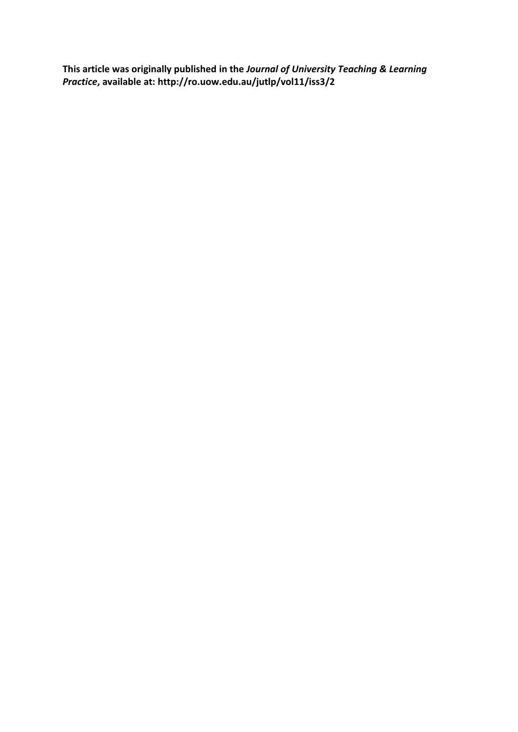**This article was originally published in the *Journal of University Teaching & Learning Practice*, available at: http://ro.uow.edu.au/jutlp/vol11/iss3/2**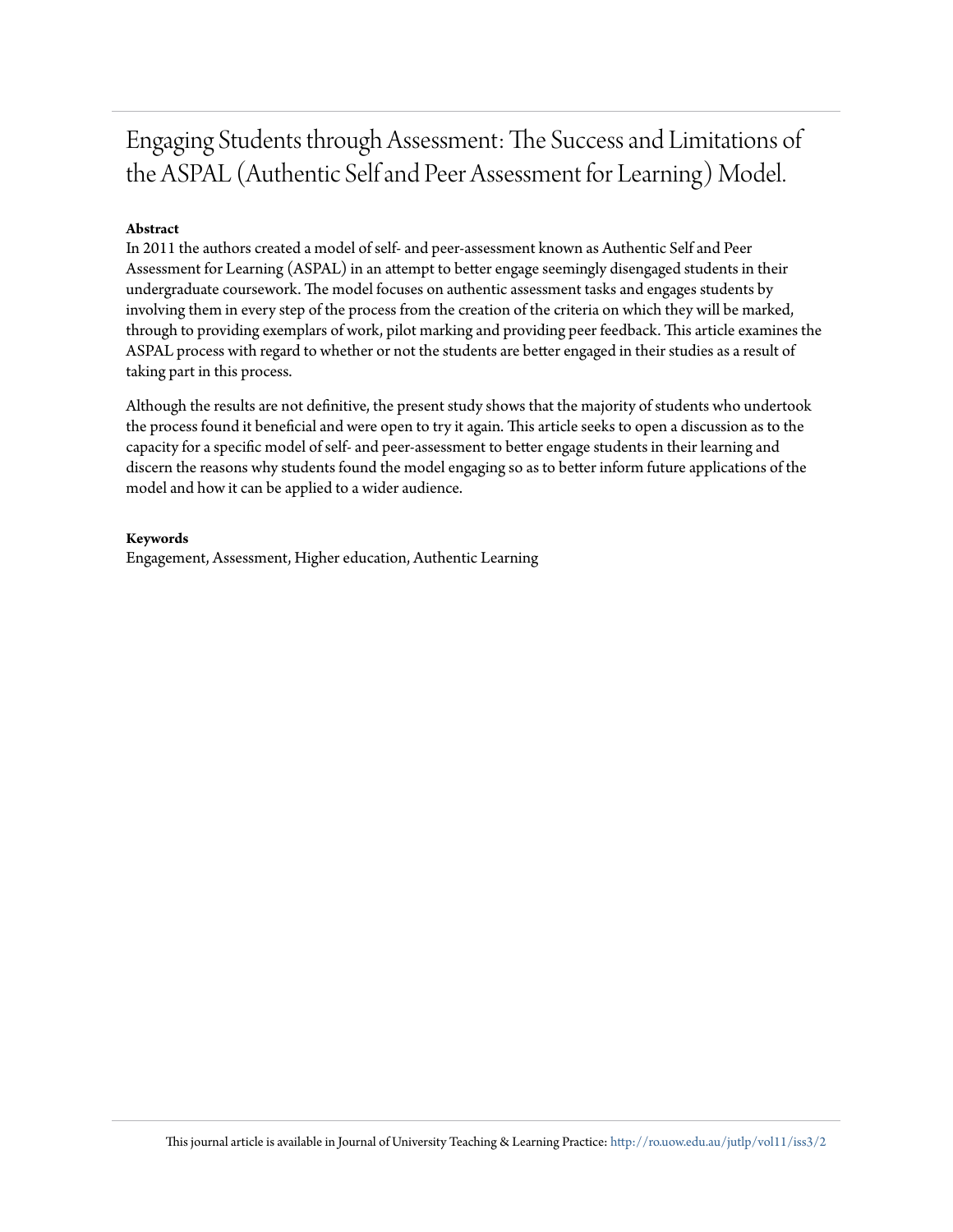# Engaging Students through Assessment: The Success and Limitations of the ASPAL (Authentic Self and Peer Assessment for Learning) Model.

**Abstract**

In 2011 the authors created a model of self- and peer-assessment known as Authentic Self and Peer Assessment for Learning (ASPAL) in an attempt to better engage seemingly disengaged students in their undergraduate coursework. The model focuses on authentic assessment tasks and engages students by involving them in every step of the process from the creation of the criteria on which they will be marked, through to providing exemplars of work, pilot marking and providing peer feedback. This article examines the ASPAL process with regard to whether or not the students are better engaged in their studies as a result of taking part in this process.

Although the results are not definitive, the present study shows that the majority of students who undertook the process found it beneficial and were open to try it again. This article seeks to open a discussion as to the capacity for a specific model of self- and peer-assessment to better engage students in their learning and discern the reasons why students found the model engaging so as to better inform future applications of the model and how it can be applied to a wider audience.

**Keywords**

Engagement, Assessment, Higher education, Authentic Learning

This journal article is available in Journal of University Teaching & Learning Practice: http://ro.uow.edu.au/jutlp/vol11/iss3/2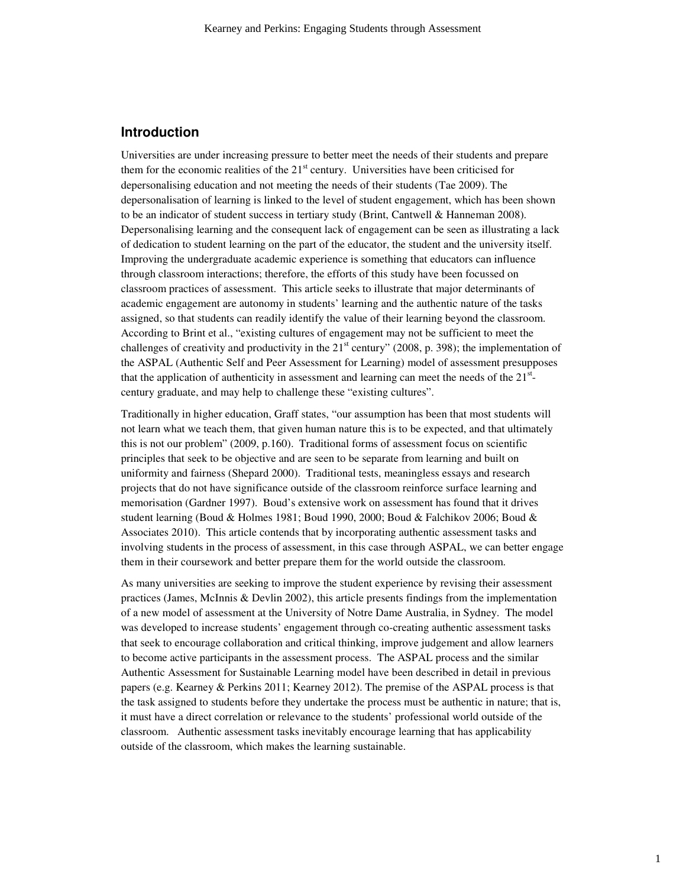## Introduction

Universities are under increasing pressure to better meet the needs of their students and prepare them for the economic realities of the 21st century. Universities have been criticised for depersonalising education and not meeting the needs of their students (Tae 2009). The depersonalisation of learning is linked to the level of student engagement, which has been shown to be an indicator of student success in tertiary study (Brint, Cantwell & Hanneman 2008). Depersonalising learning and the consequent lack of engagement can be seen as illustrating a lack of dedication to student learning on the part of the educator, the student and the university itself. Improving the undergraduate academic experience is something that educators can influence through classroom interactions; therefore, the efforts of this study have been focussed on classroom practices of assessment. This article seeks to illustrate that major determinants of academic engagement are autonomy in students' learning and the authentic nature of the tasks assigned, so that students can readily identify the value of their learning beyond the classroom. According to Brint et al., "existing cultures of engagement may not be sufficient to meet the challenges of creativity and productivity in the 21st century" (2008, p. 398); the implementation of the ASPAL (Authentic Self and Peer Assessment for Learning) model of assessment presupposes that the application of authenticity in assessment and learning can meet the needs of the 21st-century graduate, and may help to challenge these "existing cultures".

Traditionally in higher education, Graff states, "our assumption has been that most students will not learn what we teach them, that given human nature this is to be expected, and that ultimately this is not our problem" (2009, p.160). Traditional forms of assessment focus on scientific principles that seek to be objective and are seen to be separate from learning and built on uniformity and fairness (Shepard 2000). Traditional tests, meaningless essays and research projects that do not have significance outside of the classroom reinforce surface learning and memorisation (Gardner 1997). Boud's extensive work on assessment has found that it drives student learning (Boud & Holmes 1981; Boud 1990, 2000; Boud & Falchikov 2006; Boud & Associates 2010). This article contends that by incorporating authentic assessment tasks and involving students in the process of assessment, in this case through ASPAL, we can better engage them in their coursework and better prepare them for the world outside the classroom.

As many universities are seeking to improve the student experience by revising their assessment practices (James, McInnis & Devlin 2002), this article presents findings from the implementation of a new model of assessment at the University of Notre Dame Australia, in Sydney. The model was developed to increase students' engagement through co-creating authentic assessment tasks that seek to encourage collaboration and critical thinking, improve judgement and allow learners to become active participants in the assessment process. The ASPAL process and the similar Authentic Assessment for Sustainable Learning model have been described in detail in previous papers (e.g. Kearney & Perkins 2011; Kearney 2012). The premise of the ASPAL process is that the task assigned to students before they undertake the process must be authentic in nature; that is, it must have a direct correlation or relevance to the students' professional world outside of the classroom. Authentic assessment tasks inevitably encourage learning that has applicability outside of the classroom, which makes the learning sustainable.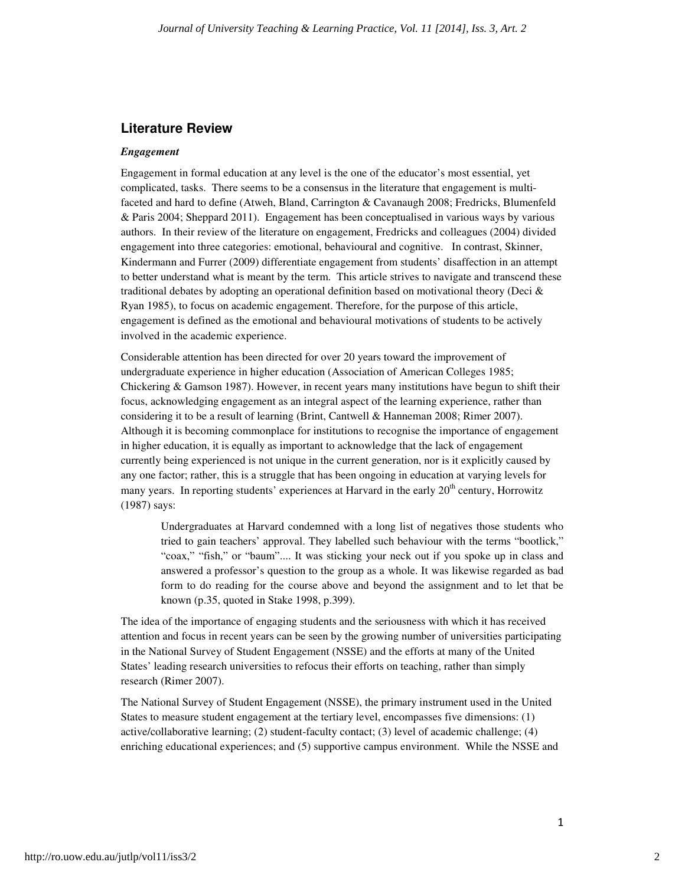## Literature Review

### *Engagement*

Engagement in formal education at any level is the one of the educator's most essential, yet complicated, tasks. There seems to be a consensus in the literature that engagement is multi-faceted and hard to define (Atweh, Bland, Carrington & Cavanaugh 2008; Fredricks, Blumenfeld & Paris 2004; Sheppard 2011). Engagement has been conceptualised in various ways by various authors. In their review of the literature on engagement, Fredricks and colleagues (2004) divided engagement into three categories: emotional, behavioural and cognitive. In contrast, Skinner, Kindermann and Furrer (2009) differentiate engagement from students' disaffection in an attempt to better understand what is meant by the term. This article strives to navigate and transcend these traditional debates by adopting an operational definition based on motivational theory (Deci & Ryan 1985), to focus on academic engagement. Therefore, for the purpose of this article, engagement is defined as the emotional and behavioural motivations of students to be actively involved in the academic experience.

Considerable attention has been directed for over 20 years toward the improvement of undergraduate experience in higher education (Association of American Colleges 1985; Chickering & Gamson 1987). However, in recent years many institutions have begun to shift their focus, acknowledging engagement as an integral aspect of the learning experience, rather than considering it to be a result of learning (Brint, Cantwell & Hanneman 2008; Rimer 2007). Although it is becoming commonplace for institutions to recognise the importance of engagement in higher education, it is equally as important to acknowledge that the lack of engagement currently being experienced is not unique in the current generation, nor is it explicitly caused by any one factor; rather, this is a struggle that has been ongoing in education at varying levels for many years. In reporting students' experiences at Harvard in the early 20th century, Horrowitz (1987) says:

> Undergraduates at Harvard condemned with a long list of negatives those students who tried to gain teachers' approval. They labelled such behaviour with the terms "bootlick," "coax," "fish," or "baum".... It was sticking your neck out if you spoke up in class and answered a professor's question to the group as a whole. It was likewise regarded as bad form to do reading for the course above and beyond the assignment and to let that be known (p.35, quoted in Stake 1998, p.399).

The idea of the importance of engaging students and the seriousness with which it has received attention and focus in recent years can be seen by the growing number of universities participating in the National Survey of Student Engagement (NSSE) and the efforts at many of the United States' leading research universities to refocus their efforts on teaching, rather than simply research (Rimer 2007).

The National Survey of Student Engagement (NSSE), the primary instrument used in the United States to measure student engagement at the tertiary level, encompasses five dimensions: (1) active/collaborative learning; (2) student-faculty contact; (3) level of academic challenge; (4) enriching educational experiences; and (5) supportive campus environment. While the NSSE and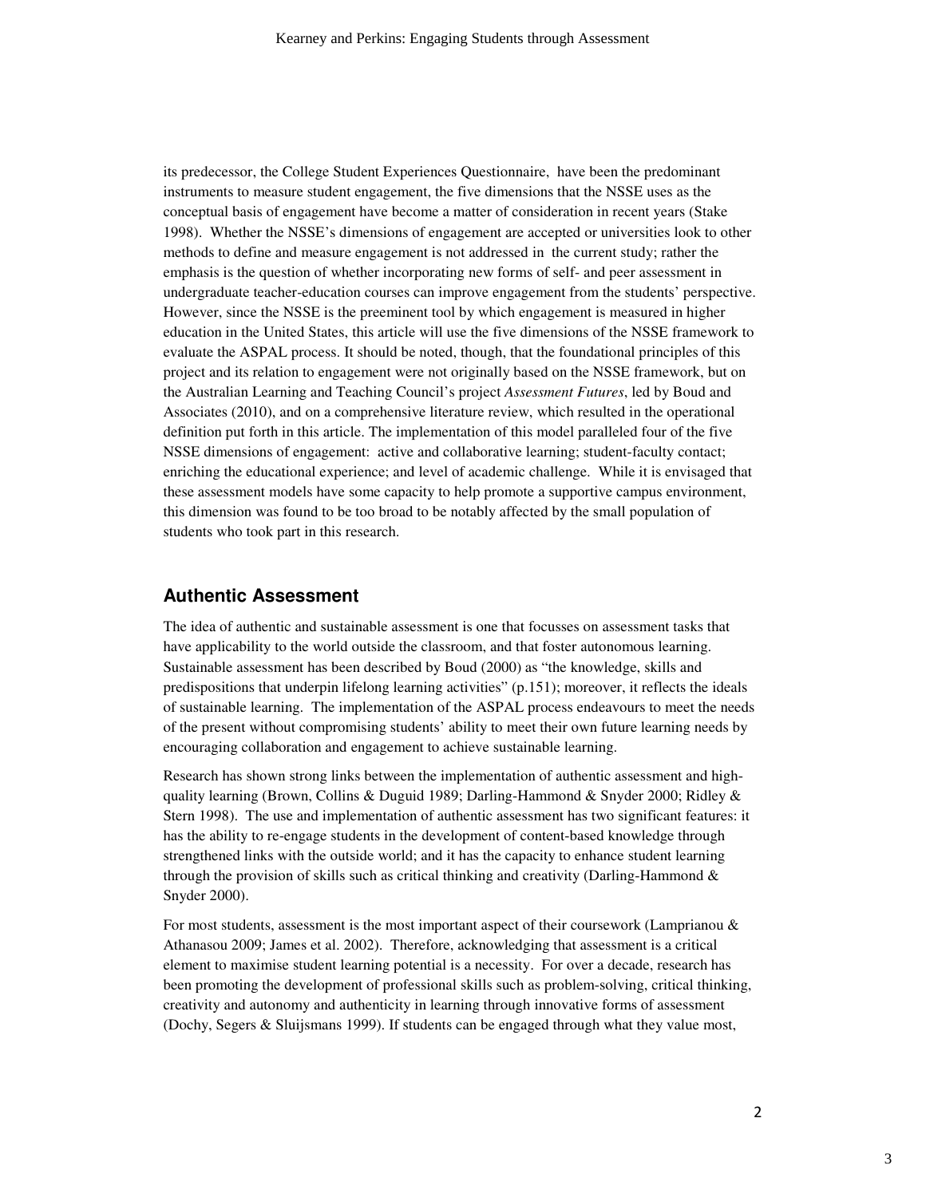its predecessor, the College Student Experiences Questionnaire, have been the predominant instruments to measure student engagement, the five dimensions that the NSSE uses as the conceptual basis of engagement have become a matter of consideration in recent years (Stake 1998). Whether the NSSE's dimensions of engagement are accepted or universities look to other methods to define and measure engagement is not addressed in the current study; rather the emphasis is the question of whether incorporating new forms of self- and peer assessment in undergraduate teacher-education courses can improve engagement from the students' perspective. However, since the NSSE is the preeminent tool by which engagement is measured in higher education in the United States, this article will use the five dimensions of the NSSE framework to evaluate the ASPAL process. It should be noted, though, that the foundational principles of this project and its relation to engagement were not originally based on the NSSE framework, but on the Australian Learning and Teaching Council's project *Assessment Futures*, led by Boud and Associates (2010), and on a comprehensive literature review, which resulted in the operational definition put forth in this article. The implementation of this model paralleled four of the five NSSE dimensions of engagement: active and collaborative learning; student-faculty contact; enriching the educational experience; and level of academic challenge. While it is envisaged that these assessment models have some capacity to help promote a supportive campus environment, this dimension was found to be too broad to be notably affected by the small population of students who took part in this research.

## Authentic Assessment

The idea of authentic and sustainable assessment is one that focusses on assessment tasks that have applicability to the world outside the classroom, and that foster autonomous learning. Sustainable assessment has been described by Boud (2000) as "the knowledge, skills and predispositions that underpin lifelong learning activities" (p.151); moreover, it reflects the ideals of sustainable learning. The implementation of the ASPAL process endeavours to meet the needs of the present without compromising students' ability to meet their own future learning needs by encouraging collaboration and engagement to achieve sustainable learning.

Research has shown strong links between the implementation of authentic assessment and high-quality learning (Brown, Collins & Duguid 1989; Darling-Hammond & Snyder 2000; Ridley & Stern 1998). The use and implementation of authentic assessment has two significant features: it has the ability to re-engage students in the development of content-based knowledge through strengthened links with the outside world; and it has the capacity to enhance student learning through the provision of skills such as critical thinking and creativity (Darling-Hammond & Snyder 2000).

For most students, assessment is the most important aspect of their coursework (Lamprianou & Athanasou 2009; James et al. 2002). Therefore, acknowledging that assessment is a critical element to maximise student learning potential is a necessity. For over a decade, research has been promoting the development of professional skills such as problem-solving, critical thinking, creativity and autonomy and authenticity in learning through innovative forms of assessment (Dochy, Segers & Sluijsmans 1999). If students can be engaged through what they value most,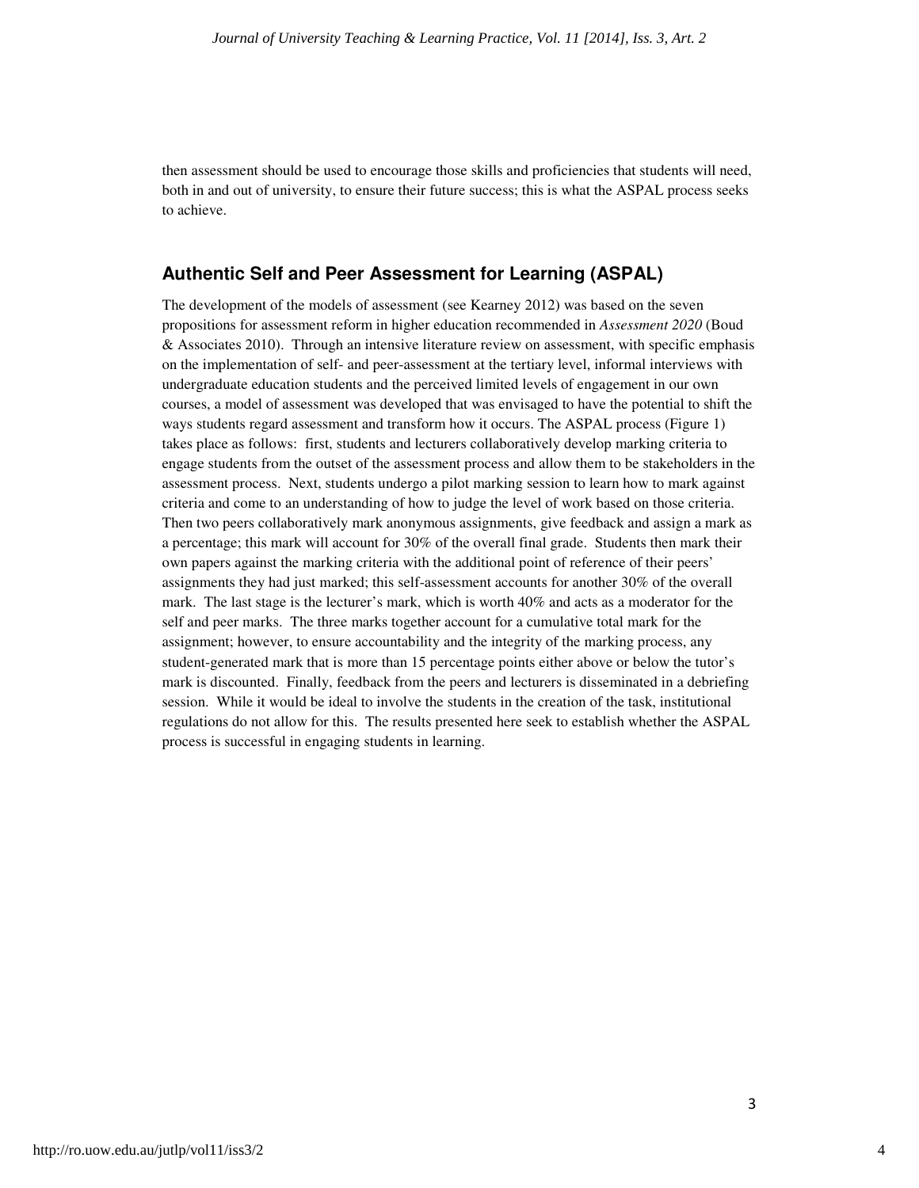then assessment should be used to encourage those skills and proficiencies that students will need, both in and out of university, to ensure their future success; this is what the ASPAL process seeks to achieve.

## Authentic Self and Peer Assessment for Learning (ASPAL)

The development of the models of assessment (see Kearney 2012) was based on the seven propositions for assessment reform in higher education recommended in *Assessment 2020* (Boud & Associates 2010). Through an intensive literature review on assessment, with specific emphasis on the implementation of self- and peer-assessment at the tertiary level, informal interviews with undergraduate education students and the perceived limited levels of engagement in our own courses, a model of assessment was developed that was envisaged to have the potential to shift the ways students regard assessment and transform how it occurs. The ASPAL process (Figure 1) takes place as follows: first, students and lecturers collaboratively develop marking criteria to engage students from the outset of the assessment process and allow them to be stakeholders in the assessment process. Next, students undergo a pilot marking session to learn how to mark against criteria and come to an understanding of how to judge the level of work based on those criteria. Then two peers collaboratively mark anonymous assignments, give feedback and assign a mark as a percentage; this mark will account for 30% of the overall final grade. Students then mark their own papers against the marking criteria with the additional point of reference of their peers' assignments they had just marked; this self-assessment accounts for another 30% of the overall mark. The last stage is the lecturer's mark, which is worth 40% and acts as a moderator for the self and peer marks. The three marks together account for a cumulative total mark for the assignment; however, to ensure accountability and the integrity of the marking process, any student-generated mark that is more than 15 percentage points either above or below the tutor's mark is discounted. Finally, feedback from the peers and lecturers is disseminated in a debriefing session. While it would be ideal to involve the students in the creation of the task, institutional regulations do not allow for this. The results presented here seek to establish whether the ASPAL process is successful in engaging students in learning.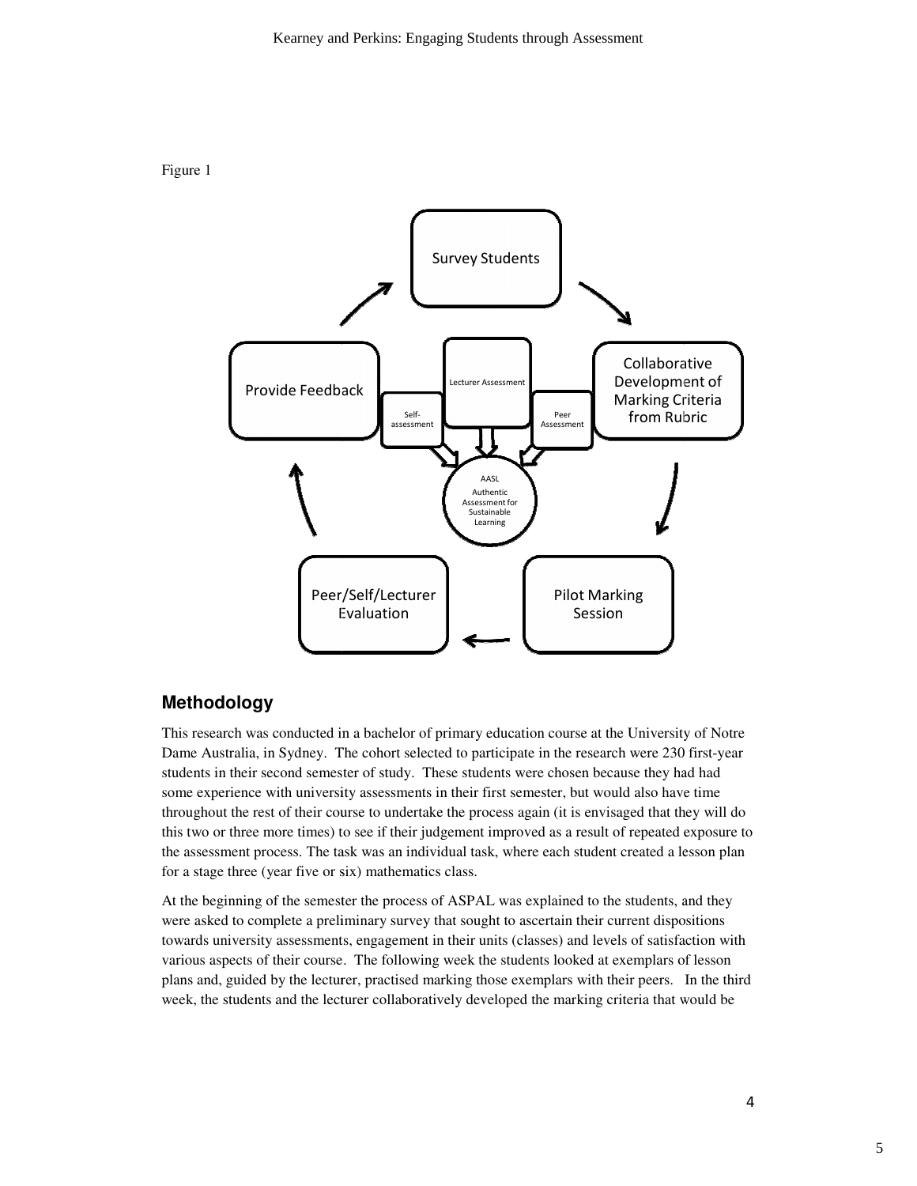Figure 1

Survey Students

Collaborative Development of Marking Criteria from Rubric

Pilot Marking Session

Peer/Self/Lecturer Evaluation

Provide Feedback

Lecturer Assessment

Self-assessment

Peer Assessment

AASL Authentic Assessment for Sustainable Learning

## Methodology

This research was conducted in a bachelor of primary education course at the University of Notre Dame Australia, in Sydney. The cohort selected to participate in the research were 230 first-year students in their second semester of study. These students were chosen because they had had some experience with university assessments in their first semester, but would also have time throughout the rest of their course to undertake the process again (it is envisaged that they will do this two or three more times) to see if their judgement improved as a result of repeated exposure to the assessment process. The task was an individual task, where each student created a lesson plan for a stage three (year five or six) mathematics class.

At the beginning of the semester the process of ASPAL was explained to the students, and they were asked to complete a preliminary survey that sought to ascertain their current dispositions towards university assessments, engagement in their units (classes) and levels of satisfaction with various aspects of their course. The following week the students looked at exemplars of lesson plans and, guided by the lecturer, practised marking those exemplars with their peers. In the third week, the students and the lecturer collaboratively developed the marking criteria that would be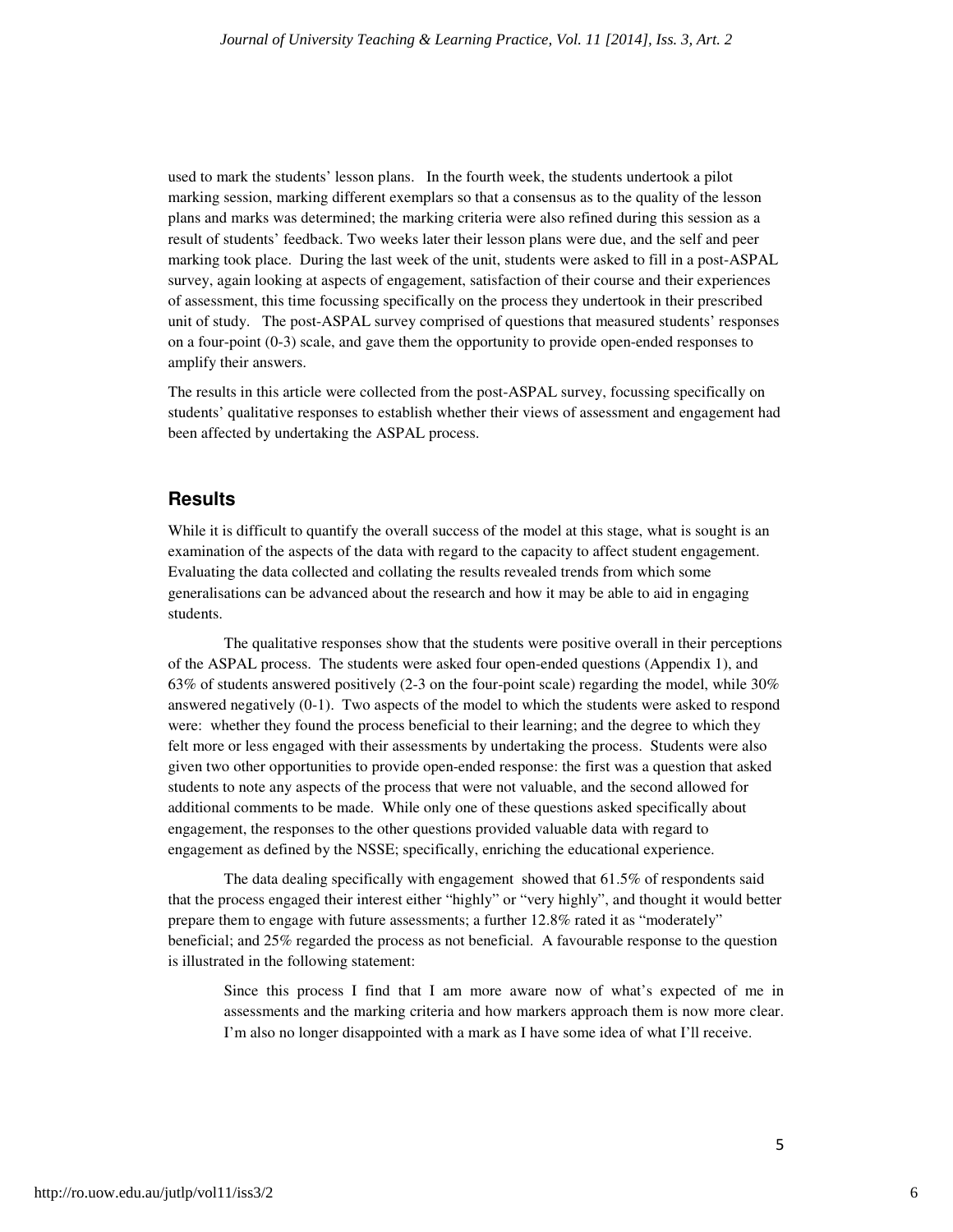used to mark the students' lesson plans. In the fourth week, the students undertook a pilot marking session, marking different exemplars so that a consensus as to the quality of the lesson plans and marks was determined; the marking criteria were also refined during this session as a result of students' feedback. Two weeks later their lesson plans were due, and the self and peer marking took place. During the last week of the unit, students were asked to fill in a post-ASPAL survey, again looking at aspects of engagement, satisfaction of their course and their experiences of assessment, this time focussing specifically on the process they undertook in their prescribed unit of study. The post-ASPAL survey comprised of questions that measured students' responses on a four-point (0-3) scale, and gave them the opportunity to provide open-ended responses to amplify their answers.

The results in this article were collected from the post-ASPAL survey, focussing specifically on students' qualitative responses to establish whether their views of assessment and engagement had been affected by undertaking the ASPAL process.

## Results

While it is difficult to quantify the overall success of the model at this stage, what is sought is an examination of the aspects of the data with regard to the capacity to affect student engagement. Evaluating the data collected and collating the results revealed trends from which some generalisations can be advanced about the research and how it may be able to aid in engaging students.

The qualitative responses show that the students were positive overall in their perceptions of the ASPAL process. The students were asked four open-ended questions (Appendix 1), and 63% of students answered positively (2-3 on the four-point scale) regarding the model, while 30% answered negatively (0-1). Two aspects of the model to which the students were asked to respond were: whether they found the process beneficial to their learning; and the degree to which they felt more or less engaged with their assessments by undertaking the process. Students were also given two other opportunities to provide open-ended response: the first was a question that asked students to note any aspects of the process that were not valuable, and the second allowed for additional comments to be made. While only one of these questions asked specifically about engagement, the responses to the other questions provided valuable data with regard to engagement as defined by the NSSE; specifically, enriching the educational experience.

The data dealing specifically with engagement showed that 61.5% of respondents said that the process engaged their interest either "highly" or "very highly", and thought it would better prepare them to engage with future assessments; a further 12.8% rated it as "moderately" beneficial; and 25% regarded the process as not beneficial. A favourable response to the question is illustrated in the following statement:

> Since this process I find that I am more aware now of what's expected of me in assessments and the marking criteria and how markers approach them is now more clear. I'm also no longer disappointed with a mark as I have some idea of what I'll receive.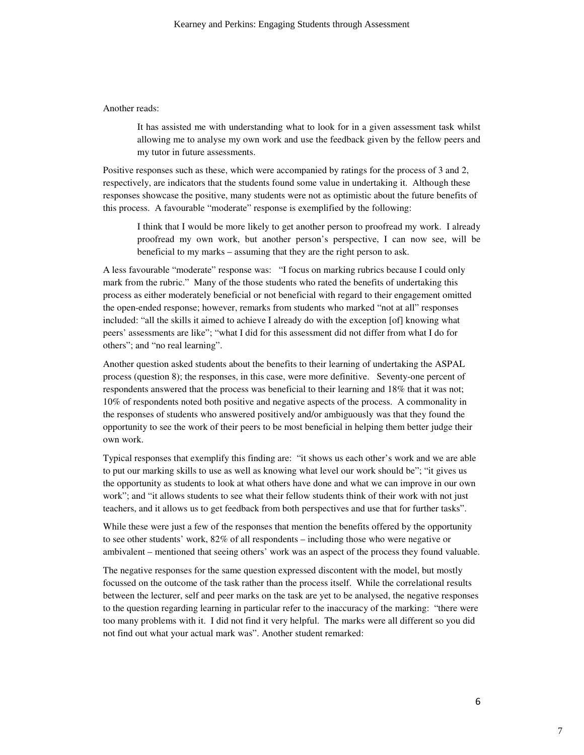Another reads:

> It has assisted me with understanding what to look for in a given assessment task whilst allowing me to analyse my own work and use the feedback given by the fellow peers and my tutor in future assessments.

Positive responses such as these, which were accompanied by ratings for the process of 3 and 2, respectively, are indicators that the students found some value in undertaking it. Although these responses showcase the positive, many students were not as optimistic about the future benefits of this process. A favourable "moderate" response is exemplified by the following:

> I think that I would be more likely to get another person to proofread my work. I already proofread my own work, but another person's perspective, I can now see, will be beneficial to my marks – assuming that they are the right person to ask.

A less favourable "moderate" response was: "I focus on marking rubrics because I could only mark from the rubric." Many of the those students who rated the benefits of undertaking this process as either moderately beneficial or not beneficial with regard to their engagement omitted the open-ended response; however, remarks from students who marked "not at all" responses included: "all the skills it aimed to achieve I already do with the exception [of] knowing what peers' assessments are like"; "what I did for this assessment did not differ from what I do for others"; and "no real learning".

Another question asked students about the benefits to their learning of undertaking the ASPAL process (question 8); the responses, in this case, were more definitive. Seventy-one percent of respondents answered that the process was beneficial to their learning and 18% that it was not; 10% of respondents noted both positive and negative aspects of the process. A commonality in the responses of students who answered positively and/or ambiguously was that they found the opportunity to see the work of their peers to be most beneficial in helping them better judge their own work.

Typical responses that exemplify this finding are: "it shows us each other's work and we are able to put our marking skills to use as well as knowing what level our work should be"; "it gives us the opportunity as students to look at what others have done and what we can improve in our own work"; and "it allows students to see what their fellow students think of their work with not just teachers, and it allows us to get feedback from both perspectives and use that for further tasks".

While these were just a few of the responses that mention the benefits offered by the opportunity to see other students' work, 82% of all respondents – including those who were negative or ambivalent – mentioned that seeing others' work was an aspect of the process they found valuable.

The negative responses for the same question expressed discontent with the model, but mostly focussed on the outcome of the task rather than the process itself. While the correlational results between the lecturer, self and peer marks on the task are yet to be analysed, the negative responses to the question regarding learning in particular refer to the inaccuracy of the marking: "there were too many problems with it. I did not find it very helpful. The marks were all different so you did not find out what your actual mark was". Another student remarked: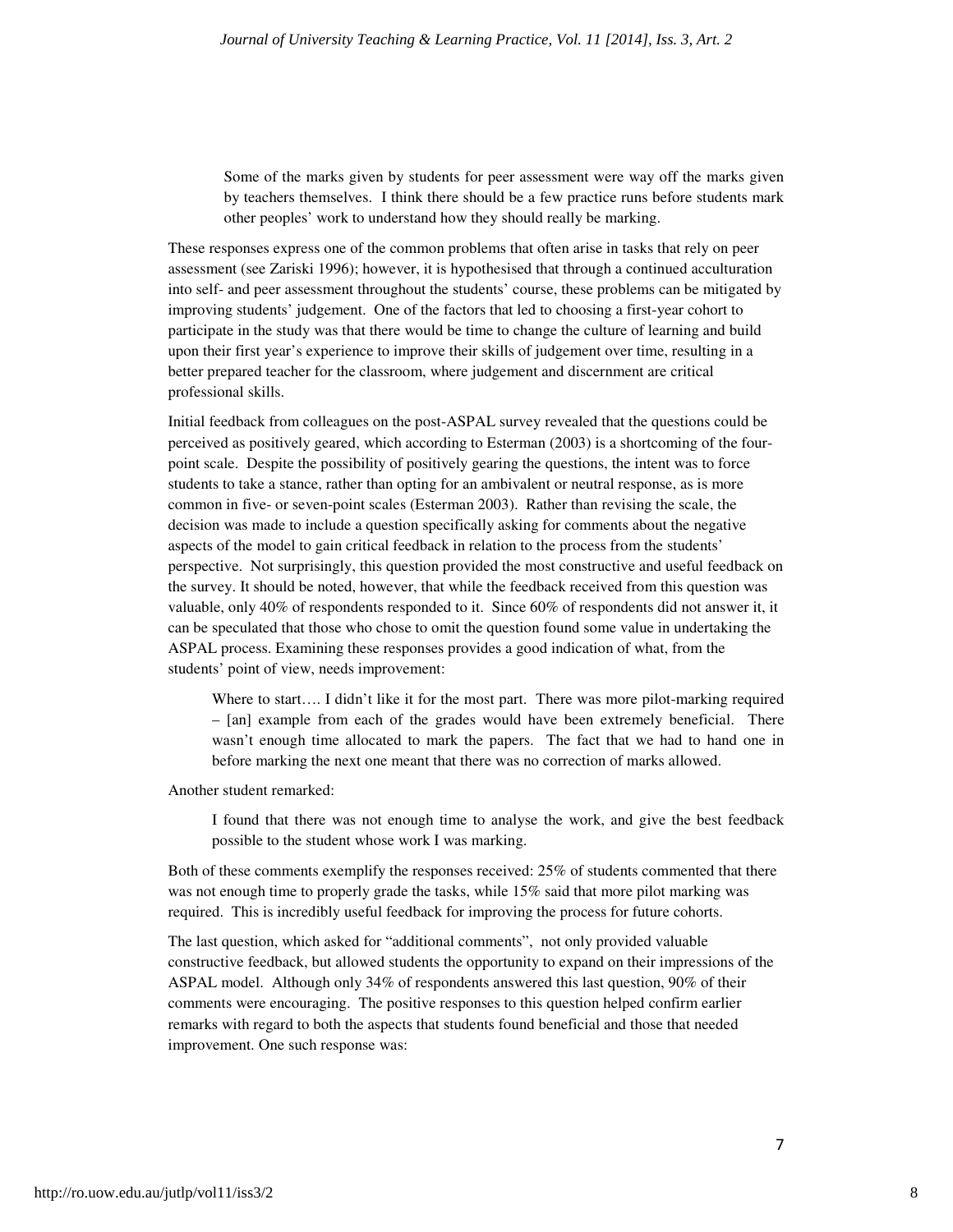> Some of the marks given by students for peer assessment were way off the marks given by teachers themselves. I think there should be a few practice runs before students mark other peoples' work to understand how they should really be marking.

These responses express one of the common problems that often arise in tasks that rely on peer assessment (see Zariski 1996); however, it is hypothesised that through a continued acculturation into self- and peer assessment throughout the students' course, these problems can be mitigated by improving students' judgement. One of the factors that led to choosing a first-year cohort to participate in the study was that there would be time to change the culture of learning and build upon their first year's experience to improve their skills of judgement over time, resulting in a better prepared teacher for the classroom, where judgement and discernment are critical professional skills.

Initial feedback from colleagues on the post-ASPAL survey revealed that the questions could be perceived as positively geared, which according to Esterman (2003) is a shortcoming of the four-point scale. Despite the possibility of positively gearing the questions, the intent was to force students to take a stance, rather than opting for an ambivalent or neutral response, as is more common in five- or seven-point scales (Esterman 2003). Rather than revising the scale, the decision was made to include a question specifically asking for comments about the negative aspects of the model to gain critical feedback in relation to the process from the students' perspective. Not surprisingly, this question provided the most constructive and useful feedback on the survey. It should be noted, however, that while the feedback received from this question was valuable, only 40% of respondents responded to it. Since 60% of respondents did not answer it, it can be speculated that those who chose to omit the question found some value in undertaking the ASPAL process. Examining these responses provides a good indication of what, from the students' point of view, needs improvement:

> Where to start…. I didn't like it for the most part. There was more pilot-marking required – [an] example from each of the grades would have been extremely beneficial. There wasn't enough time allocated to mark the papers. The fact that we had to hand one in before marking the next one meant that there was no correction of marks allowed.

Another student remarked:

> I found that there was not enough time to analyse the work, and give the best feedback possible to the student whose work I was marking.

Both of these comments exemplify the responses received: 25% of students commented that there was not enough time to properly grade the tasks, while 15% said that more pilot marking was required. This is incredibly useful feedback for improving the process for future cohorts.

The last question, which asked for "additional comments", not only provided valuable constructive feedback, but allowed students the opportunity to expand on their impressions of the ASPAL model. Although only 34% of respondents answered this last question, 90% of their comments were encouraging. The positive responses to this question helped confirm earlier remarks with regard to both the aspects that students found beneficial and those that needed improvement. One such response was: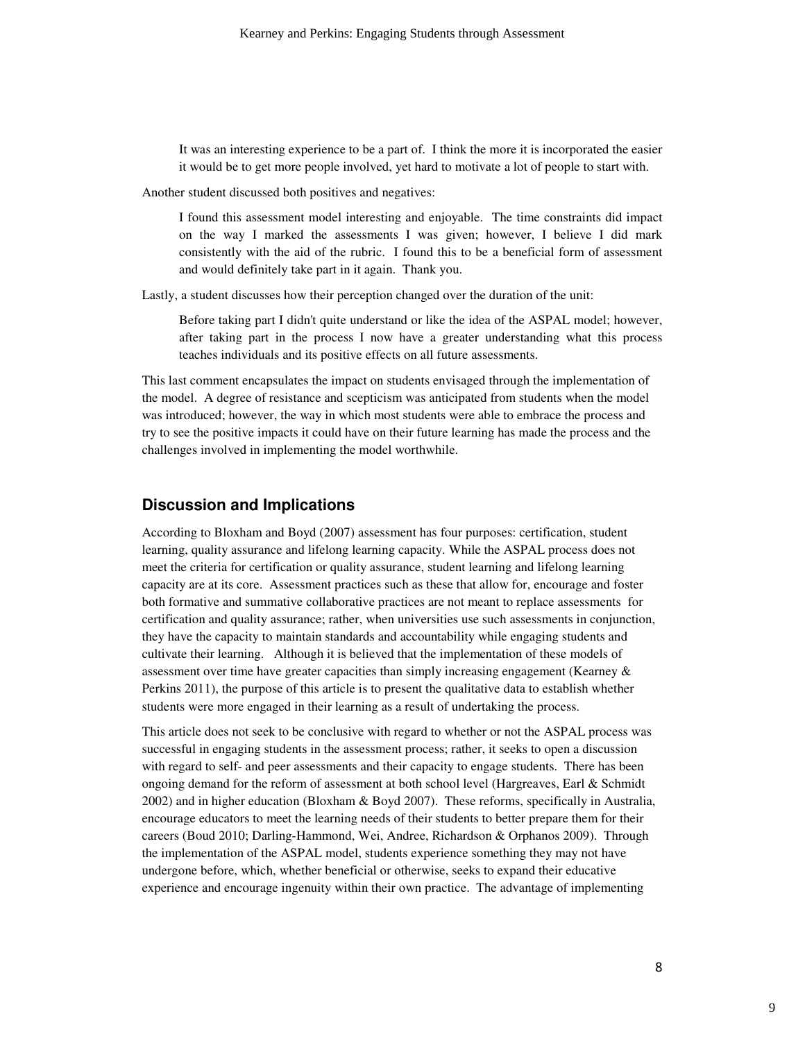> It was an interesting experience to be a part of. I think the more it is incorporated the easier it would be to get more people involved, yet hard to motivate a lot of people to start with.

Another student discussed both positives and negatives:

> I found this assessment model interesting and enjoyable. The time constraints did impact on the way I marked the assessments I was given; however, I believe I did mark consistently with the aid of the rubric. I found this to be a beneficial form of assessment and would definitely take part in it again. Thank you.

Lastly, a student discusses how their perception changed over the duration of the unit:

> Before taking part I didn't quite understand or like the idea of the ASPAL model; however, after taking part in the process I now have a greater understanding what this process teaches individuals and its positive effects on all future assessments.

This last comment encapsulates the impact on students envisaged through the implementation of the model. A degree of resistance and scepticism was anticipated from students when the model was introduced; however, the way in which most students were able to embrace the process and try to see the positive impacts it could have on their future learning has made the process and the challenges involved in implementing the model worthwhile.

## Discussion and Implications

According to Bloxham and Boyd (2007) assessment has four purposes: certification, student learning, quality assurance and lifelong learning capacity. While the ASPAL process does not meet the criteria for certification or quality assurance, student learning and lifelong learning capacity are at its core. Assessment practices such as these that allow for, encourage and foster both formative and summative collaborative practices are not meant to replace assessments for certification and quality assurance; rather, when universities use such assessments in conjunction, they have the capacity to maintain standards and accountability while engaging students and cultivate their learning. Although it is believed that the implementation of these models of assessment over time have greater capacities than simply increasing engagement (Kearney & Perkins 2011), the purpose of this article is to present the qualitative data to establish whether students were more engaged in their learning as a result of undertaking the process.

This article does not seek to be conclusive with regard to whether or not the ASPAL process was successful in engaging students in the assessment process; rather, it seeks to open a discussion with regard to self- and peer assessments and their capacity to engage students. There has been ongoing demand for the reform of assessment at both school level (Hargreaves, Earl & Schmidt 2002) and in higher education (Bloxham & Boyd 2007). These reforms, specifically in Australia, encourage educators to meet the learning needs of their students to better prepare them for their careers (Boud 2010; Darling-Hammond, Wei, Andree, Richardson & Orphanos 2009). Through the implementation of the ASPAL model, students experience something they may not have undergone before, which, whether beneficial or otherwise, seeks to expand their educative experience and encourage ingenuity within their own practice. The advantage of implementing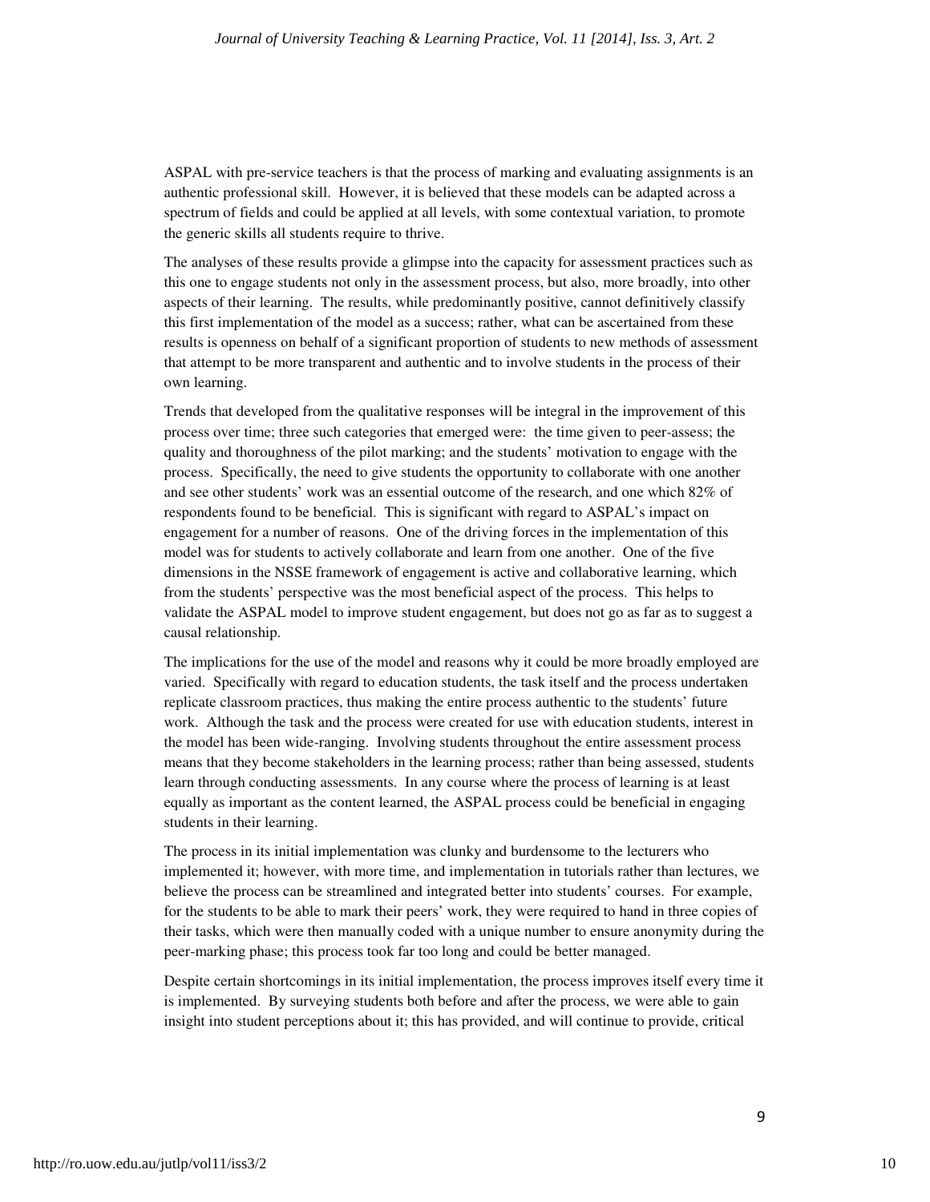ASPAL with pre-service teachers is that the process of marking and evaluating assignments is an authentic professional skill. However, it is believed that these models can be adapted across a spectrum of fields and could be applied at all levels, with some contextual variation, to promote the generic skills all students require to thrive.

The analyses of these results provide a glimpse into the capacity for assessment practices such as this one to engage students not only in the assessment process, but also, more broadly, into other aspects of their learning. The results, while predominantly positive, cannot definitively classify this first implementation of the model as a success; rather, what can be ascertained from these results is openness on behalf of a significant proportion of students to new methods of assessment that attempt to be more transparent and authentic and to involve students in the process of their own learning.

Trends that developed from the qualitative responses will be integral in the improvement of this process over time; three such categories that emerged were: the time given to peer-assess; the quality and thoroughness of the pilot marking; and the students' motivation to engage with the process. Specifically, the need to give students the opportunity to collaborate with one another and see other students' work was an essential outcome of the research, and one which 82% of respondents found to be beneficial. This is significant with regard to ASPAL's impact on engagement for a number of reasons. One of the driving forces in the implementation of this model was for students to actively collaborate and learn from one another. One of the five dimensions in the NSSE framework of engagement is active and collaborative learning, which from the students' perspective was the most beneficial aspect of the process. This helps to validate the ASPAL model to improve student engagement, but does not go as far as to suggest a causal relationship.

The implications for the use of the model and reasons why it could be more broadly employed are varied. Specifically with regard to education students, the task itself and the process undertaken replicate classroom practices, thus making the entire process authentic to the students' future work. Although the task and the process were created for use with education students, interest in the model has been wide-ranging. Involving students throughout the entire assessment process means that they become stakeholders in the learning process; rather than being assessed, students learn through conducting assessments. In any course where the process of learning is at least equally as important as the content learned, the ASPAL process could be beneficial in engaging students in their learning.

The process in its initial implementation was clunky and burdensome to the lecturers who implemented it; however, with more time, and implementation in tutorials rather than lectures, we believe the process can be streamlined and integrated better into students' courses. For example, for the students to be able to mark their peers' work, they were required to hand in three copies of their tasks, which were then manually coded with a unique number to ensure anonymity during the peer-marking phase; this process took far too long and could be better managed.

Despite certain shortcomings in its initial implementation, the process improves itself every time it is implemented. By surveying students both before and after the process, we were able to gain insight into student perceptions about it; this has provided, and will continue to provide, critical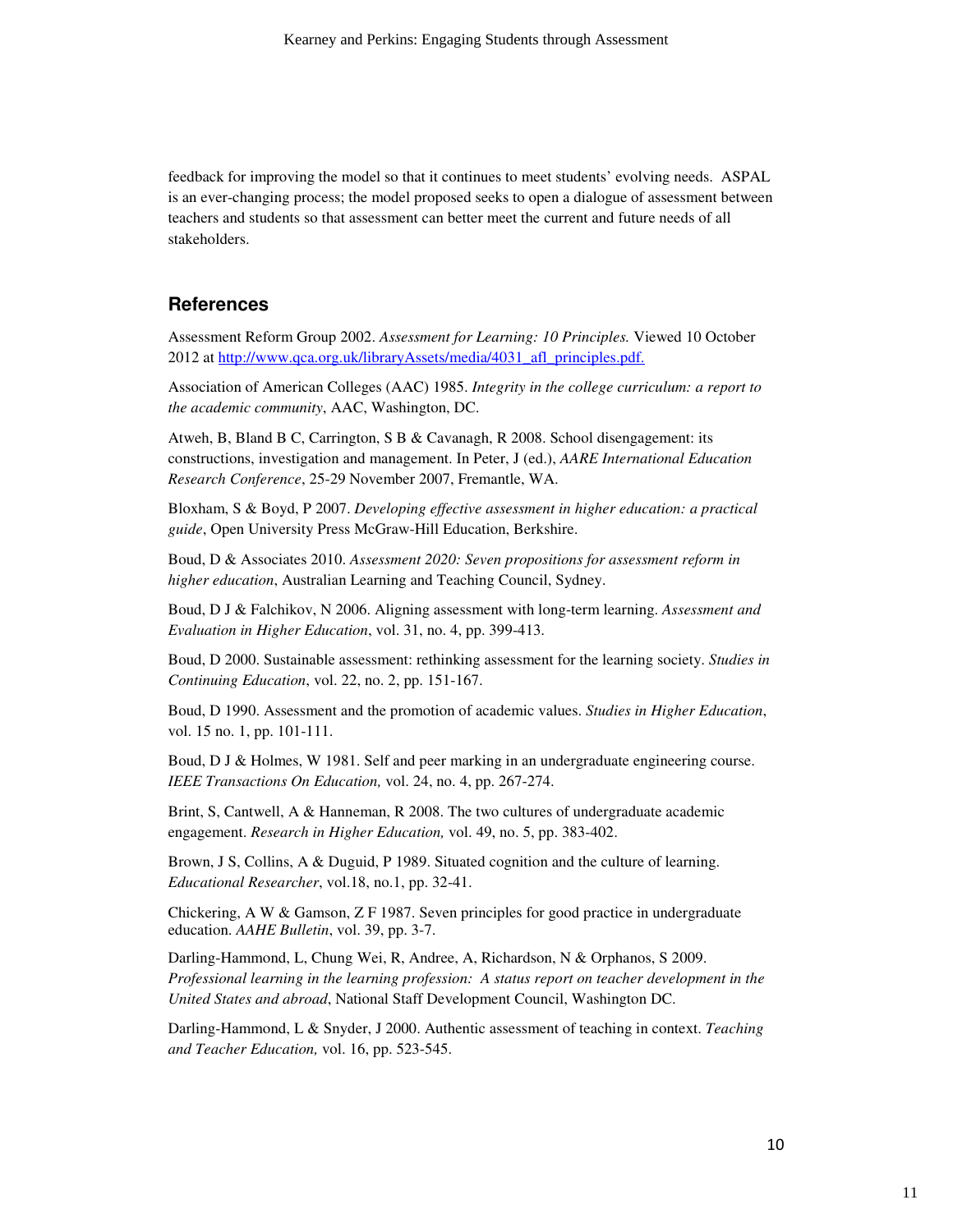feedback for improving the model so that it continues to meet students' evolving needs. ASPAL is an ever-changing process; the model proposed seeks to open a dialogue of assessment between teachers and students so that assessment can better meet the current and future needs of all stakeholders.

## References

Assessment Reform Group 2002. *Assessment for Learning: 10 Principles.* Viewed 10 October 2012 at [http://www.qca.org.uk/libraryAssets/media/4031_afl_principles.pdf.](http://www.qca.org.uk/libraryAssets/media/4031_afl_principles.pdf)

Association of American Colleges (AAC) 1985. *Integrity in the college curriculum: a report to the academic community*, AAC, Washington, DC.

Atweh, B, Bland B C, Carrington, S B & Cavanagh, R 2008. School disengagement: its constructions, investigation and management. In Peter, J (ed.), *AARE International Education Research Conference*, 25-29 November 2007, Fremantle, WA.

Bloxham, S & Boyd, P 2007. *Developing effective assessment in higher education: a practical guide*, Open University Press McGraw-Hill Education, Berkshire.

Boud, D & Associates 2010. *Assessment 2020: Seven propositions for assessment reform in higher education*, Australian Learning and Teaching Council, Sydney.

Boud, D J & Falchikov, N 2006. Aligning assessment with long-term learning. *Assessment and Evaluation in Higher Education*, vol. 31, no. 4, pp. 399-413.

Boud, D 2000. Sustainable assessment: rethinking assessment for the learning society. *Studies in Continuing Education*, vol. 22, no. 2, pp. 151-167.

Boud, D 1990. Assessment and the promotion of academic values. *Studies in Higher Education*, vol. 15 no. 1, pp. 101-111.

Boud, D J & Holmes, W 1981. Self and peer marking in an undergraduate engineering course. *IEEE Transactions On Education,* vol. 24, no. 4, pp. 267-274.

Brint, S, Cantwell, A & Hanneman, R 2008. The two cultures of undergraduate academic engagement. *Research in Higher Education,* vol. 49, no. 5, pp. 383-402.

Brown, J S, Collins, A & Duguid, P 1989. Situated cognition and the culture of learning. *Educational Researcher*, vol.18, no.1, pp. 32-41.

Chickering, A W & Gamson, Z F 1987. Seven principles for good practice in undergraduate education. *AAHE Bulletin*, vol. 39, pp. 3-7.

Darling-Hammond, L, Chung Wei, R, Andree, A, Richardson, N & Orphanos, S 2009. *Professional learning in the learning profession: A status report on teacher development in the United States and abroad*, National Staff Development Council, Washington DC.

Darling-Hammond, L & Snyder, J 2000. Authentic assessment of teaching in context. *Teaching and Teacher Education,* vol. 16, pp. 523-545.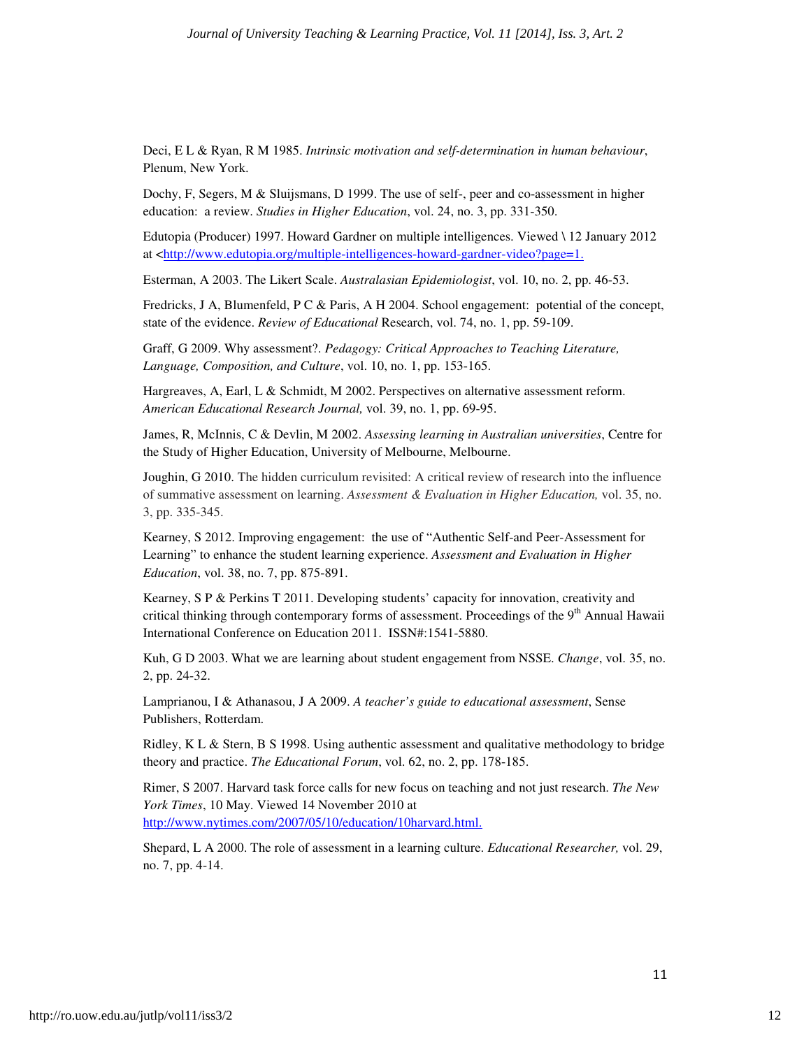Deci, E L & Ryan, R M 1985. *Intrinsic motivation and self-determination in human behaviour*, Plenum, New York.

Dochy, F, Segers, M & Sluijsmans, D 1999. The use of self-, peer and co-assessment in higher education: a review. *Studies in Higher Education*, vol. 24, no. 3, pp. 331-350.

Edutopia (Producer) 1997. Howard Gardner on multiple intelligences. Viewed \ 12 January 2012 at <http://www.edutopia.org/multiple-intelligences-howard-gardner-video?page=1.

Esterman, A 2003. The Likert Scale. *Australasian Epidemiologist*, vol. 10, no. 2, pp. 46-53.

Fredricks, J A, Blumenfeld, P C & Paris, A H 2004. School engagement: potential of the concept, state of the evidence. *Review of Educational* Research, vol. 74, no. 1, pp. 59-109.

Graff, G 2009. Why assessment?. *Pedagogy: Critical Approaches to Teaching Literature, Language, Composition, and Culture*, vol. 10, no. 1, pp. 153-165.

Hargreaves, A, Earl, L & Schmidt, M 2002. Perspectives on alternative assessment reform. *American Educational Research Journal,* vol. 39, no. 1, pp. 69-95.

James, R, McInnis, C & Devlin, M 2002. *Assessing learning in Australian universities*, Centre for the Study of Higher Education, University of Melbourne, Melbourne.

Joughin, G 2010. The hidden curriculum revisited: A critical review of research into the influence of summative assessment on learning. *Assessment & Evaluation in Higher Education,* vol. 35, no. 3, pp. 335-345.

Kearney, S 2012. Improving engagement: the use of "Authentic Self-and Peer-Assessment for Learning" to enhance the student learning experience. *Assessment and Evaluation in Higher Education*, vol. 38, no. 7, pp. 875-891.

Kearney, S P & Perkins T 2011. Developing students' capacity for innovation, creativity and critical thinking through contemporary forms of assessment. Proceedings of the 9th Annual Hawaii International Conference on Education 2011. ISSN#:1541-5880.

Kuh, G D 2003. What we are learning about student engagement from NSSE. *Change*, vol. 35, no. 2, pp. 24-32.

Lamprianou, I & Athanasou, J A 2009. *A teacher's guide to educational assessment*, Sense Publishers, Rotterdam.

Ridley, K L & Stern, B S 1998. Using authentic assessment and qualitative methodology to bridge theory and practice. *The Educational Forum*, vol. 62, no. 2, pp. 178-185.

Rimer, S 2007. Harvard task force calls for new focus on teaching and not just research. *The New York Times*, 10 May. Viewed 14 November 2010 at http://www.nytimes.com/2007/05/10/education/10harvard.html.

Shepard, L A 2000. The role of assessment in a learning culture. *Educational Researcher,* vol. 29, no. 7, pp. 4-14.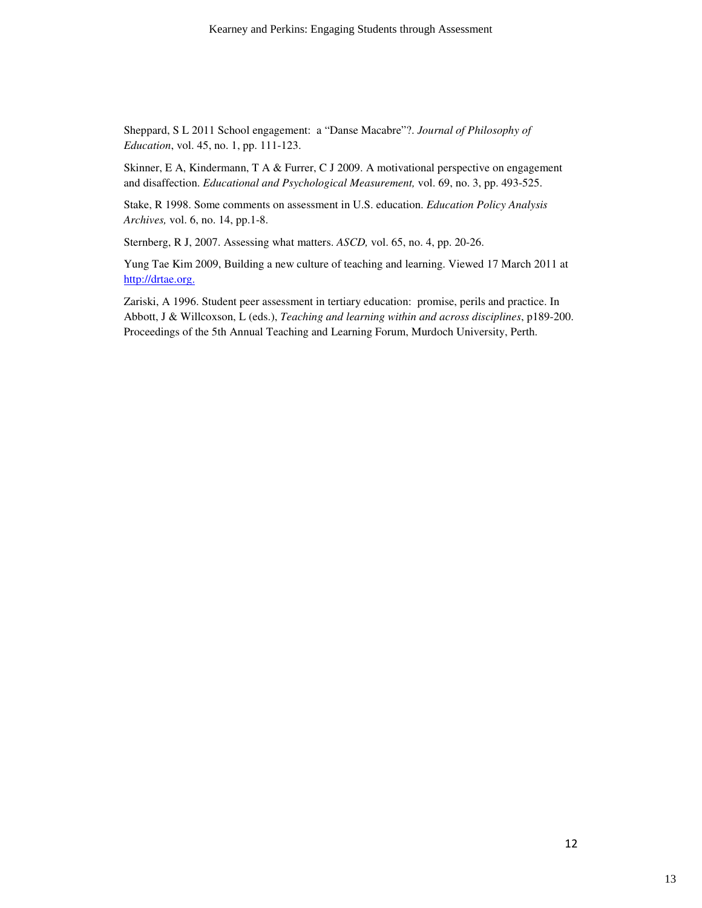Sheppard, S L 2011 School engagement:  a "Danse Macabre"?. *Journal of Philosophy of Education*, vol. 45, no. 1, pp. 111-123.

Skinner, E A, Kindermann, T A & Furrer, C J 2009. A motivational perspective on engagement and disaffection. *Educational and Psychological Measurement,* vol. 69, no. 3, pp. 493-525.

Stake, R 1998. Some comments on assessment in U.S. education. *Education Policy Analysis Archives,* vol. 6, no. 14, pp.1-8.

Sternberg, R J, 2007. Assessing what matters. *ASCD,* vol. 65, no. 4, pp. 20-26.

Yung Tae Kim 2009, Building a new culture of teaching and learning. Viewed 17 March 2011 at [http://drtae.org.](http://drtae.org)

Zariski, A 1996. Student peer assessment in tertiary education:  promise, perils and practice. In Abbott, J & Willcoxson, L (eds.), *Teaching and learning within and across disciplines*, p189-200. Proceedings of the 5th Annual Teaching and Learning Forum, Murdoch University, Perth.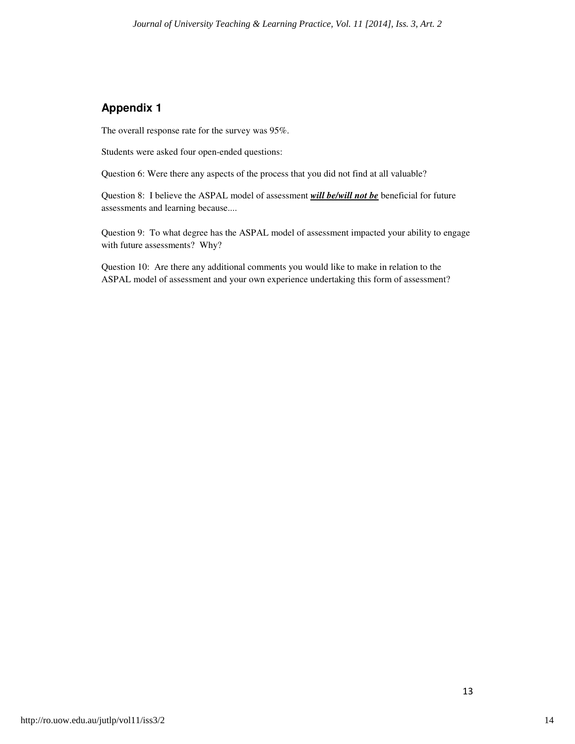## Appendix 1

The overall response rate for the survey was 95%.

Students were asked four open-ended questions:

Question 6: Were there any aspects of the process that you did not find at all valuable?

Question 8: I believe the ASPAL model of assessment ***will be/will not be*** beneficial for future assessments and learning because....

Question 9: To what degree has the ASPAL model of assessment impacted your ability to engage with future assessments? Why?

Question 10: Are there any additional comments you would like to make in relation to the ASPAL model of assessment and your own experience undertaking this form of assessment?